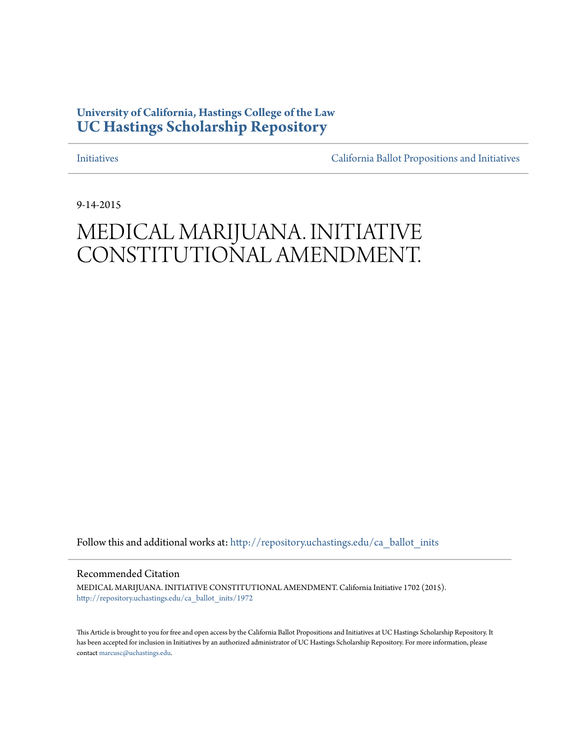**University of California, Hastings College of the Law**
# UC Hastings Scholarship Repository

Initiatives | California Ballot Propositions and Initiatives

9-14-2015

# MEDICAL MARIJUANA. INITIATIVE CONSTITUTIONAL AMENDMENT.

Follow this and additional works at: http://repository.uchastings.edu/ca_ballot_inits

## Recommended Citation

MEDICAL MARIJUANA. INITIATIVE CONSTITUTIONAL AMENDMENT. California Initiative 1702 (2015).
http://repository.uchastings.edu/ca_ballot_inits/1972

This Article is brought to you for free and open access by the California Ballot Propositions and Initiatives at UC Hastings Scholarship Repository. It has been accepted for inclusion in Initiatives by an authorized administrator of UC Hastings Scholarship Repository. For more information, please contact marcusc@uchastings.edu.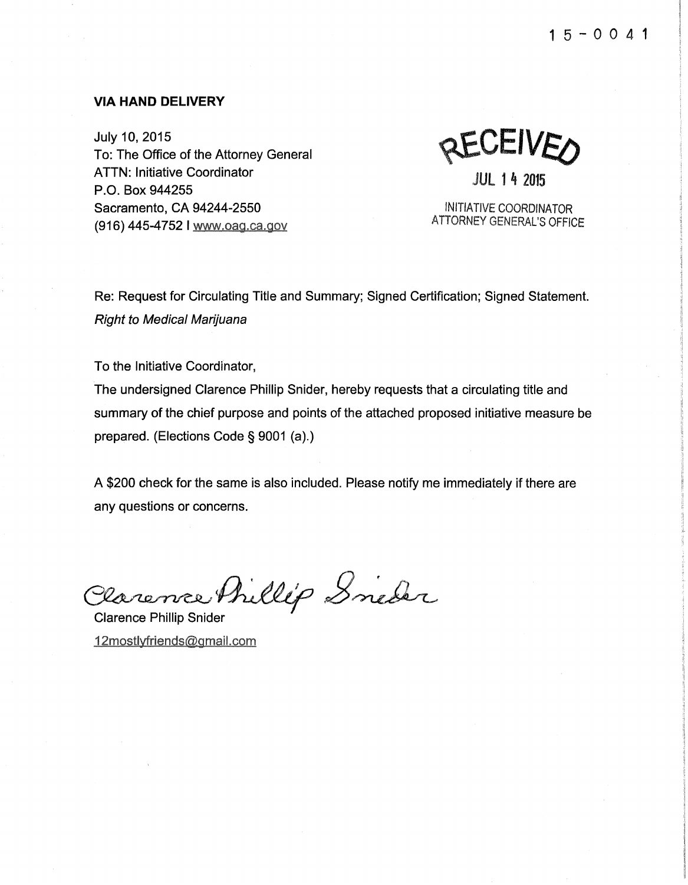15-0041

**VIA HAND DELIVERY**

July 10, 2015
To: The Office of the Attorney General
ATTN: Initiative Coordinator
P.O. Box 944255
Sacramento, CA 94244-2550
(916) 445-4752 I www.oag.ca.gov

RECEIVED
JUL 14 2015
INITIATIVE COORDINATOR
ATTORNEY GENERAL'S OFFICE

Re: Request for Circulating Title and Summary; Signed Certification; Signed Statement.
*Right to Medical Marijuana*

To the Initiative Coordinator,

The undersigned Clarence Phillip Snider, hereby requests that a circulating title and summary of the chief purpose and points of the attached proposed initiative measure be prepared. (Elections Code § 9001 (a).)

A $200 check for the same is also included. Please notify me immediately if there are any questions or concerns.

Clarence Phillip Snider

Clarence Phillip Snider
12mostlyfriends@gmail.com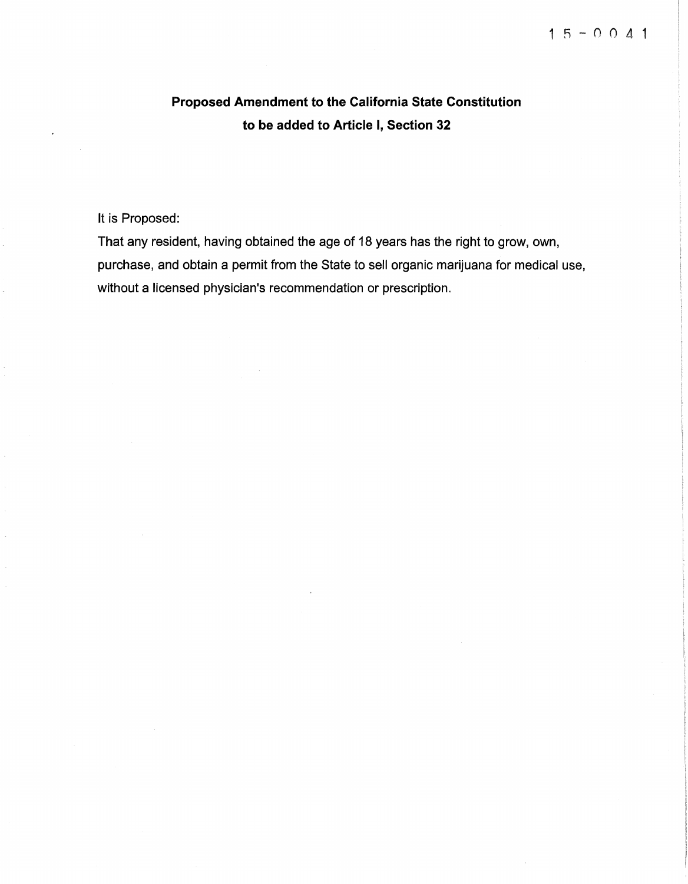15-0041

# Proposed Amendment to the California State Constitution to be added to Article I, Section 32

It is Proposed:

That any resident, having obtained the age of 18 years has the right to grow, own, purchase, and obtain a permit from the State to sell organic marijuana for medical use, without a licensed physician's recommendation or prescription.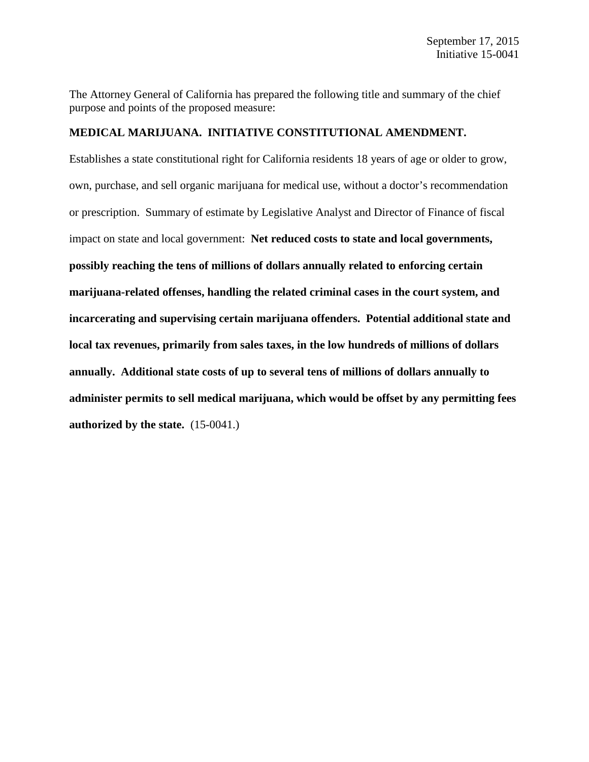September 17, 2015
Initiative 15-0041

The Attorney General of California has prepared the following title and summary of the chief purpose and points of the proposed measure:

**MEDICAL MARIJUANA. INITIATIVE CONSTITUTIONAL AMENDMENT.**

Establishes a state constitutional right for California residents 18 years of age or older to grow, own, purchase, and sell organic marijuana for medical use, without a doctor's recommendation or prescription. Summary of estimate by Legislative Analyst and Director of Finance of fiscal impact on state and local government: **Net reduced costs to state and local governments, possibly reaching the tens of millions of dollars annually related to enforcing certain marijuana-related offenses, handling the related criminal cases in the court system, and incarcerating and supervising certain marijuana offenders. Potential additional state and local tax revenues, primarily from sales taxes, in the low hundreds of millions of dollars annually. Additional state costs of up to several tens of millions of dollars annually to administer permits to sell medical marijuana, which would be offset by any permitting fees authorized by the state.** (15-0041.)